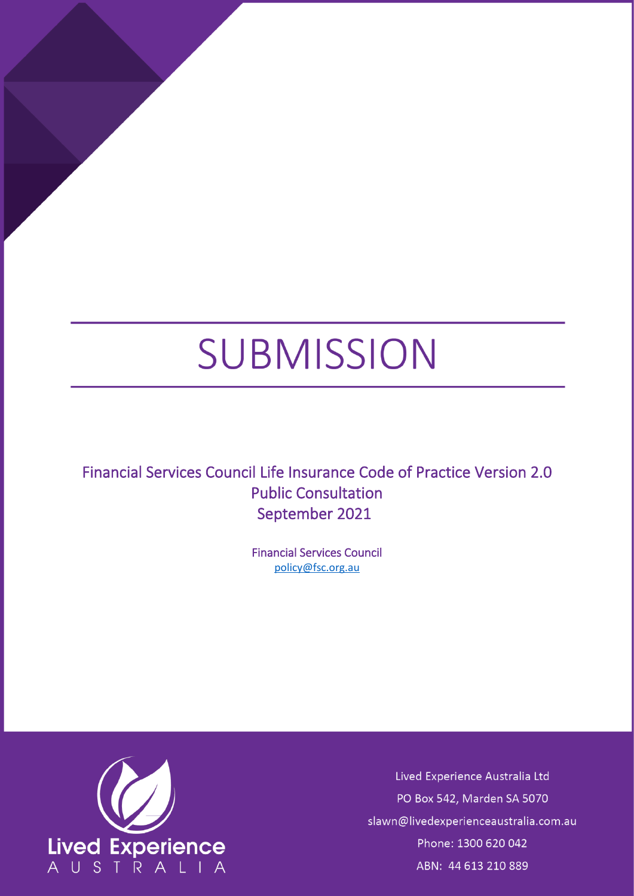# SUBMISSION

Financial Services Council Life Insurance Code of Practice Version 2.0
Public Consultation
September 2021

Financial Services Council
policy@fsc.org.au

Lived Experience Australia

Lived Experience Australia Ltd
PO Box 542, Marden SA 5070
slawn@livedexperienceaustralia.com.au
Phone: 1300 620 042
ABN: 44 613 210 889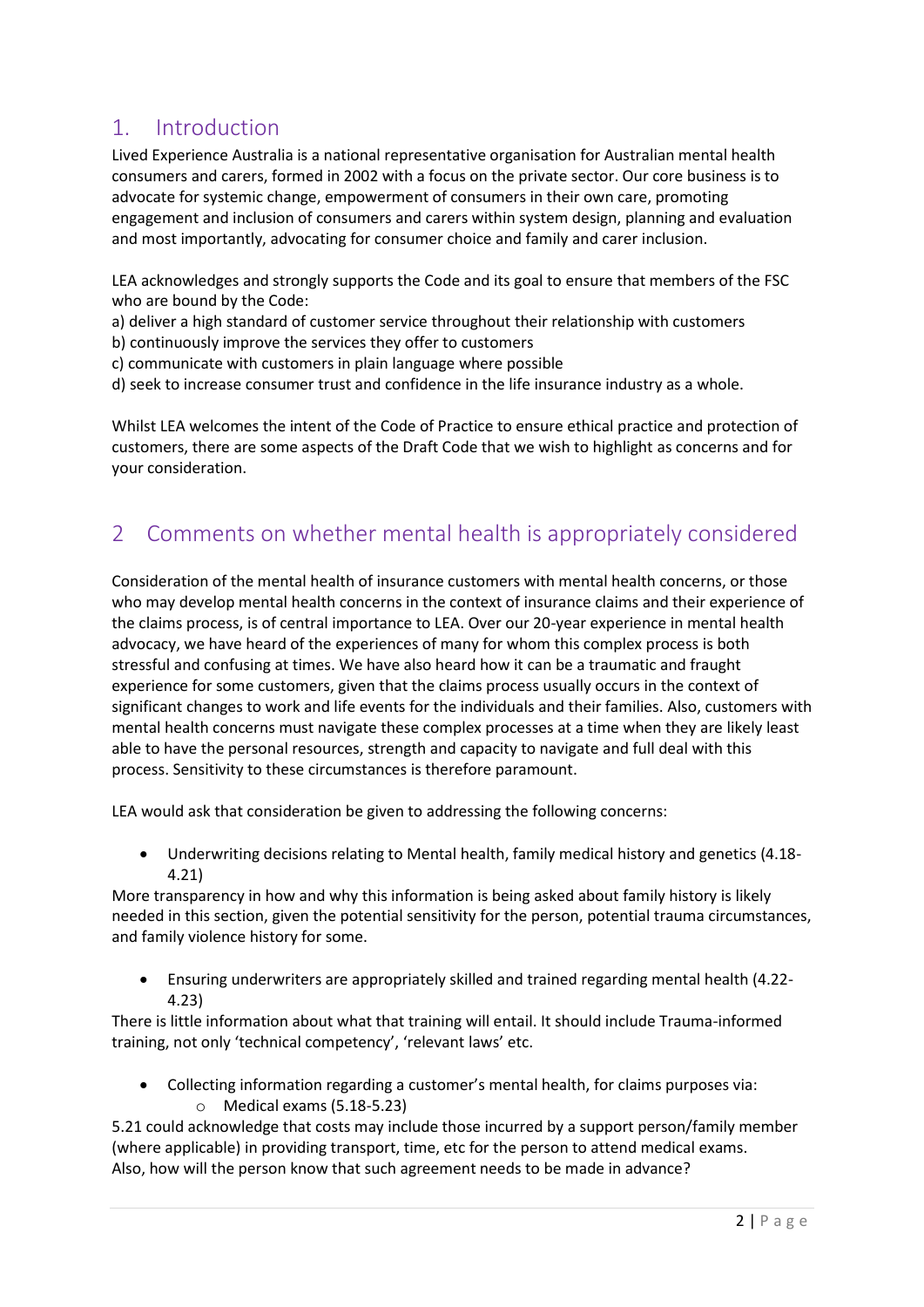## 1. Introduction

Lived Experience Australia is a national representative organisation for Australian mental health consumers and carers, formed in 2002 with a focus on the private sector. Our core business is to advocate for systemic change, empowerment of consumers in their own care, promoting engagement and inclusion of consumers and carers within system design, planning and evaluation and most importantly, advocating for consumer choice and family and carer inclusion.

LEA acknowledges and strongly supports the Code and its goal to ensure that members of the FSC who are bound by the Code:

a) deliver a high standard of customer service throughout their relationship with customers
b) continuously improve the services they offer to customers
c) communicate with customers in plain language where possible
d) seek to increase consumer trust and confidence in the life insurance industry as a whole.

Whilst LEA welcomes the intent of the Code of Practice to ensure ethical practice and protection of customers, there are some aspects of the Draft Code that we wish to highlight as concerns and for your consideration.

## 2 Comments on whether mental health is appropriately considered

Consideration of the mental health of insurance customers with mental health concerns, or those who may develop mental health concerns in the context of insurance claims and their experience of the claims process, is of central importance to LEA. Over our 20-year experience in mental health advocacy, we have heard of the experiences of many for whom this complex process is both stressful and confusing at times. We have also heard how it can be a traumatic and fraught experience for some customers, given that the claims process usually occurs in the context of significant changes to work and life events for the individuals and their families. Also, customers with mental health concerns must navigate these complex processes at a time when they are likely least able to have the personal resources, strength and capacity to navigate and full deal with this process. Sensitivity to these circumstances is therefore paramount.

LEA would ask that consideration be given to addressing the following concerns:

- Underwriting decisions relating to Mental health, family medical history and genetics (4.18-4.21)

More transparency in how and why this information is being asked about family history is likely needed in this section, given the potential sensitivity for the person, potential trauma circumstances, and family violence history for some.

- Ensuring underwriters are appropriately skilled and trained regarding mental health (4.22-4.23)

There is little information about what that training will entail. It should include Trauma-informed training, not only 'technical competency', 'relevant laws' etc.

- Collecting information regarding a customer's mental health, for claims purposes via:
    - Medical exams (5.18-5.23)

5.21 could acknowledge that costs may include those incurred by a support person/family member (where applicable) in providing transport, time, etc for the person to attend medical exams. Also, how will the person know that such agreement needs to be made in advance?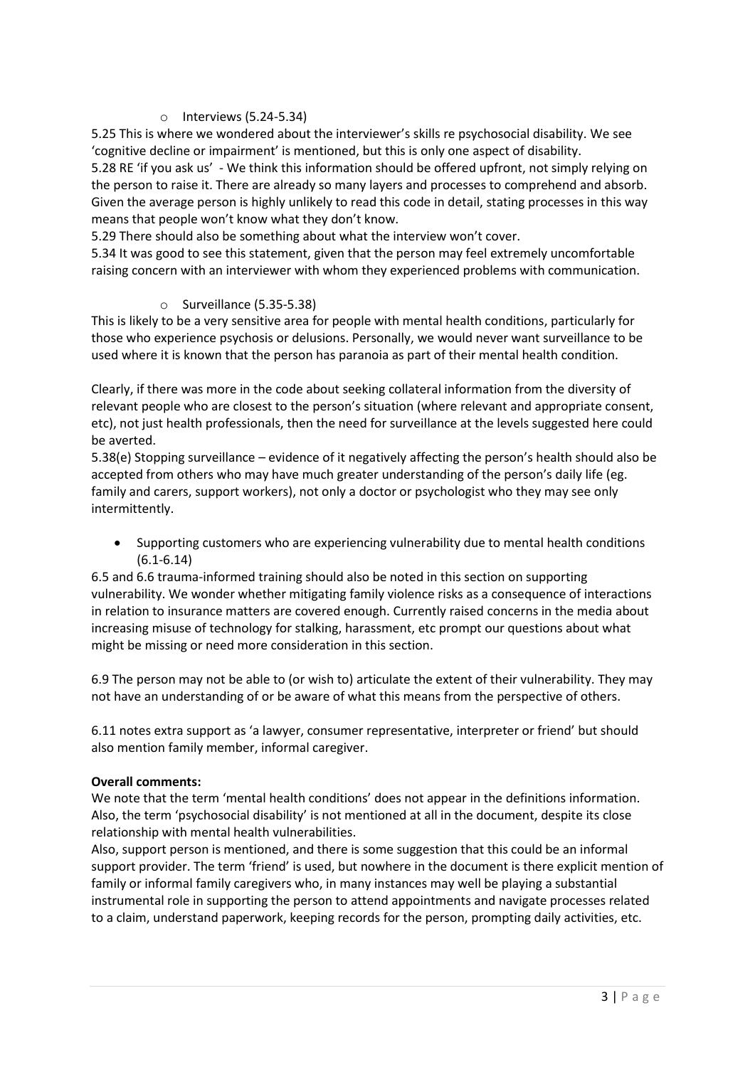- Interviews (5.24-5.34)

5.25 This is where we wondered about the interviewer's skills re psychosocial disability. We see 'cognitive decline or impairment' is mentioned, but this is only one aspect of disability.

5.28 RE 'if you ask us' - We think this information should be offered upfront, not simply relying on the person to raise it. There are already so many layers and processes to comprehend and absorb. Given the average person is highly unlikely to read this code in detail, stating processes in this way means that people won't know what they don't know.

5.29 There should also be something about what the interview won't cover.

5.34 It was good to see this statement, given that the person may feel extremely uncomfortable raising concern with an interviewer with whom they experienced problems with communication.

- Surveillance (5.35-5.38)

This is likely to be a very sensitive area for people with mental health conditions, particularly for those who experience psychosis or delusions. Personally, we would never want surveillance to be used where it is known that the person has paranoia as part of their mental health condition.

Clearly, if there was more in the code about seeking collateral information from the diversity of relevant people who are closest to the person's situation (where relevant and appropriate consent, etc), not just health professionals, then the need for surveillance at the levels suggested here could be averted.

5.38(e) Stopping surveillance – evidence of it negatively affecting the person's health should also be accepted from others who may have much greater understanding of the person's daily life (eg. family and carers, support workers), not only a doctor or psychologist who they may see only intermittently.

- Supporting customers who are experiencing vulnerability due to mental health conditions (6.1-6.14)

6.5 and 6.6 trauma-informed training should also be noted in this section on supporting vulnerability. We wonder whether mitigating family violence risks as a consequence of interactions in relation to insurance matters are covered enough. Currently raised concerns in the media about increasing misuse of technology for stalking, harassment, etc prompt our questions about what might be missing or need more consideration in this section.

6.9 The person may not be able to (or wish to) articulate the extent of their vulnerability. They may not have an understanding of or be aware of what this means from the perspective of others.

6.11 notes extra support as 'a lawyer, consumer representative, interpreter or friend' but should also mention family member, informal caregiver.

**Overall comments:**

We note that the term 'mental health conditions' does not appear in the definitions information. Also, the term 'psychosocial disability' is not mentioned at all in the document, despite its close relationship with mental health vulnerabilities.

Also, support person is mentioned, and there is some suggestion that this could be an informal support provider. The term 'friend' is used, but nowhere in the document is there explicit mention of family or informal family caregivers who, in many instances may well be playing a substantial instrumental role in supporting the person to attend appointments and navigate processes related to a claim, understand paperwork, keeping records for the person, prompting daily activities, etc.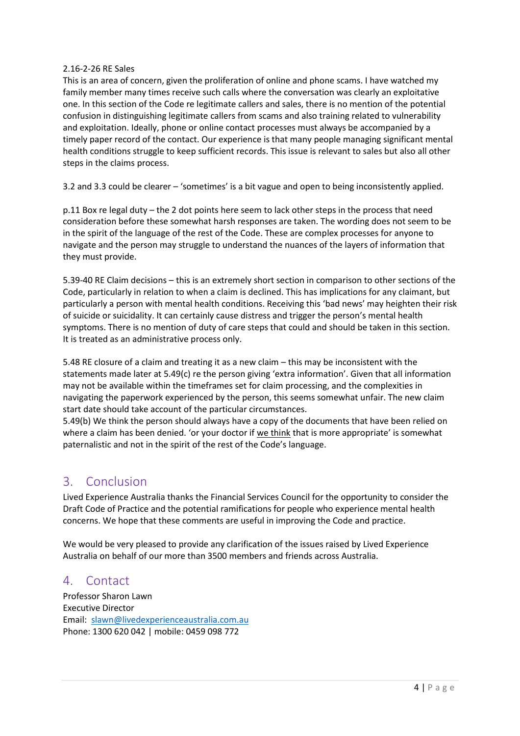2.16-2-26 RE Sales
This is an area of concern, given the proliferation of online and phone scams. I have watched my family member many times receive such calls where the conversation was clearly an exploitative one. In this section of the Code re legitimate callers and sales, there is no mention of the potential confusion in distinguishing legitimate callers from scams and also training related to vulnerability and exploitation. Ideally, phone or online contact processes must always be accompanied by a timely paper record of the contact. Our experience is that many people managing significant mental health conditions struggle to keep sufficient records. This issue is relevant to sales but also all other steps in the claims process.

3.2 and 3.3 could be clearer – 'sometimes' is a bit vague and open to being inconsistently applied.

p.11 Box re legal duty – the 2 dot points here seem to lack other steps in the process that need consideration before these somewhat harsh responses are taken. The wording does not seem to be in the spirit of the language of the rest of the Code. These are complex processes for anyone to navigate and the person may struggle to understand the nuances of the layers of information that they must provide.

5.39-40 RE Claim decisions – this is an extremely short section in comparison to other sections of the Code, particularly in relation to when a claim is declined. This has implications for any claimant, but particularly a person with mental health conditions. Receiving this 'bad news' may heighten their risk of suicide or suicidality. It can certainly cause distress and trigger the person's mental health symptoms. There is no mention of duty of care steps that could and should be taken in this section. It is treated as an administrative process only.

5.48 RE closure of a claim and treating it as a new claim – this may be inconsistent with the statements made later at 5.49(c) re the person giving 'extra information'. Given that all information may not be available within the timeframes set for claim processing, and the complexities in navigating the paperwork experienced by the person, this seems somewhat unfair. The new claim start date should take account of the particular circumstances.
5.49(b) We think the person should always have a copy of the documents that have been relied on where a claim has been denied. 'or your doctor if we think that is more appropriate' is somewhat paternalistic and not in the spirit of the rest of the Code's language.

## 3. Conclusion

Lived Experience Australia thanks the Financial Services Council for the opportunity to consider the Draft Code of Practice and the potential ramifications for people who experience mental health concerns. We hope that these comments are useful in improving the Code and practice.

We would be very pleased to provide any clarification of the issues raised by Lived Experience Australia on behalf of our more than 3500 members and friends across Australia.

## 4. Contact

Professor Sharon Lawn
Executive Director
Email: slawn@livedexperienceaustralia.com.au
Phone: 1300 620 042 | mobile: 0459 098 772